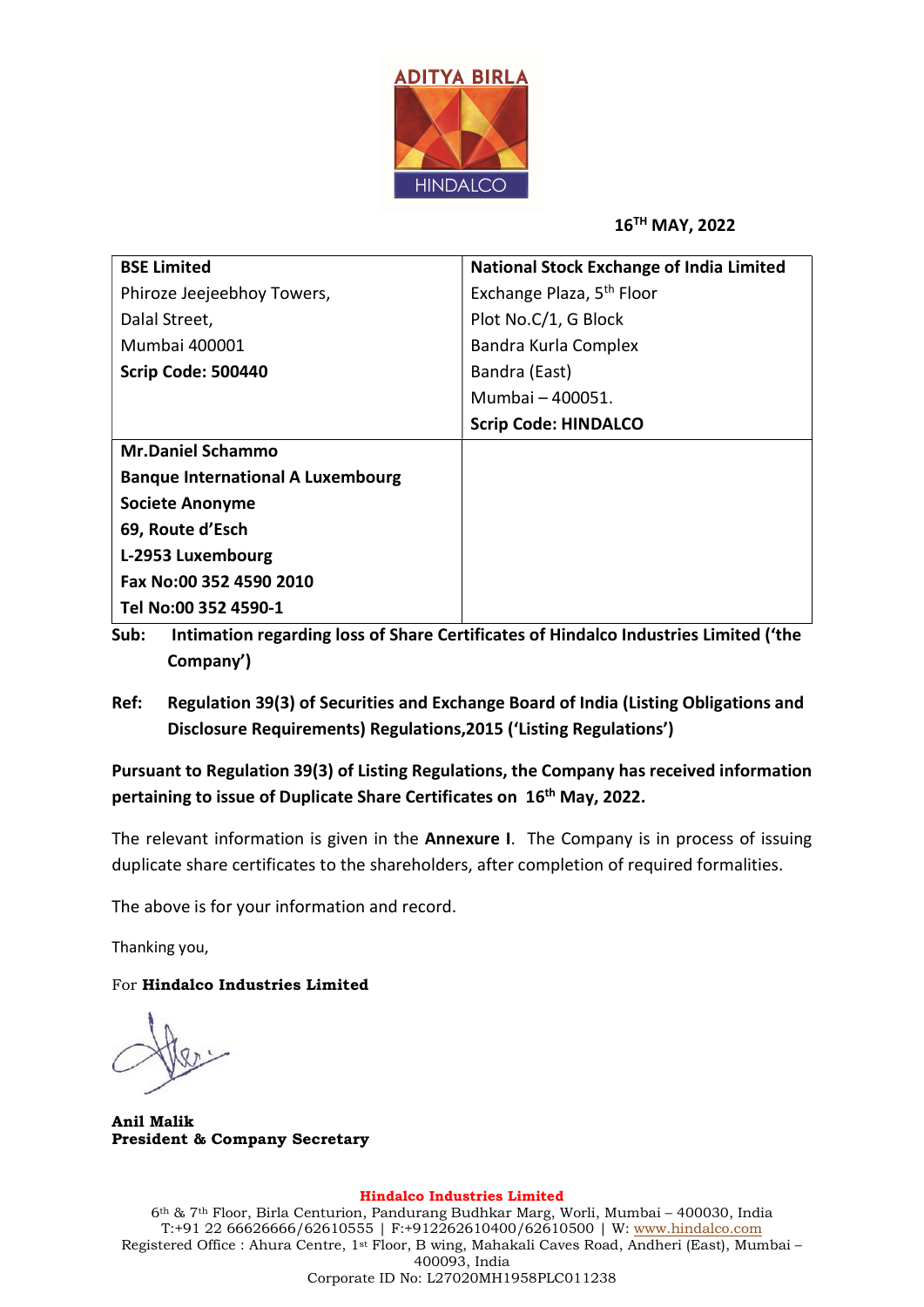ADITYA BIRLA
HINDALCO

**16TH MAY, 2022**

| **BSE Limited**<br>Phiroze Jeejeebhoy Towers,<br>Dalal Street,<br>Mumbai 400001<br>**Scrip Code: 500440** | **National Stock Exchange of India Limited**<br>Exchange Plaza, 5th Floor<br>Plot No.C/1, G Block<br>Bandra Kurla Complex<br>Bandra (East)<br>Mumbai – 400051.<br>**Scrip Code: HINDALCO** |
|---|---|
| **Mr.Daniel Schammo**<br>**Banque International A Luxembourg**<br>**Societe Anonyme**<br>**69, Route d'Esch**<br>**L-2953 Luxembourg**<br>**Fax No:00 352 4590 2010**<br>**Tel No:00 352 4590-1** | |

**Sub: Intimation regarding loss of Share Certificates of Hindalco Industries Limited ('the Company')**

**Ref: Regulation 39(3) of Securities and Exchange Board of India (Listing Obligations and Disclosure Requirements) Regulations,2015 ('Listing Regulations')**

**Pursuant to Regulation 39(3) of Listing Regulations, the Company has received information pertaining to issue of Duplicate Share Certificates on 16th May, 2022.**

The relevant information is given in the **Annexure I**. The Company is in process of issuing duplicate share certificates to the shareholders, after completion of required formalities.

The above is for your information and record.

Thanking you,

For **Hindalco Industries Limited**

**Anil Malik**
**President & Company Secretary**

**Hindalco Industries Limited**
6th & 7th Floor, Birla Centurion, Pandurang Budhkar Marg, Worli, Mumbai – 400030, India
T:+91 22 66626666/62610555 | F:+912262610400/62610500 | W: www.hindalco.com
Registered Office : Ahura Centre, 1st Floor, B wing, Mahakali Caves Road, Andheri (East), Mumbai – 400093, India
Corporate ID No: L27020MH1958PLC011238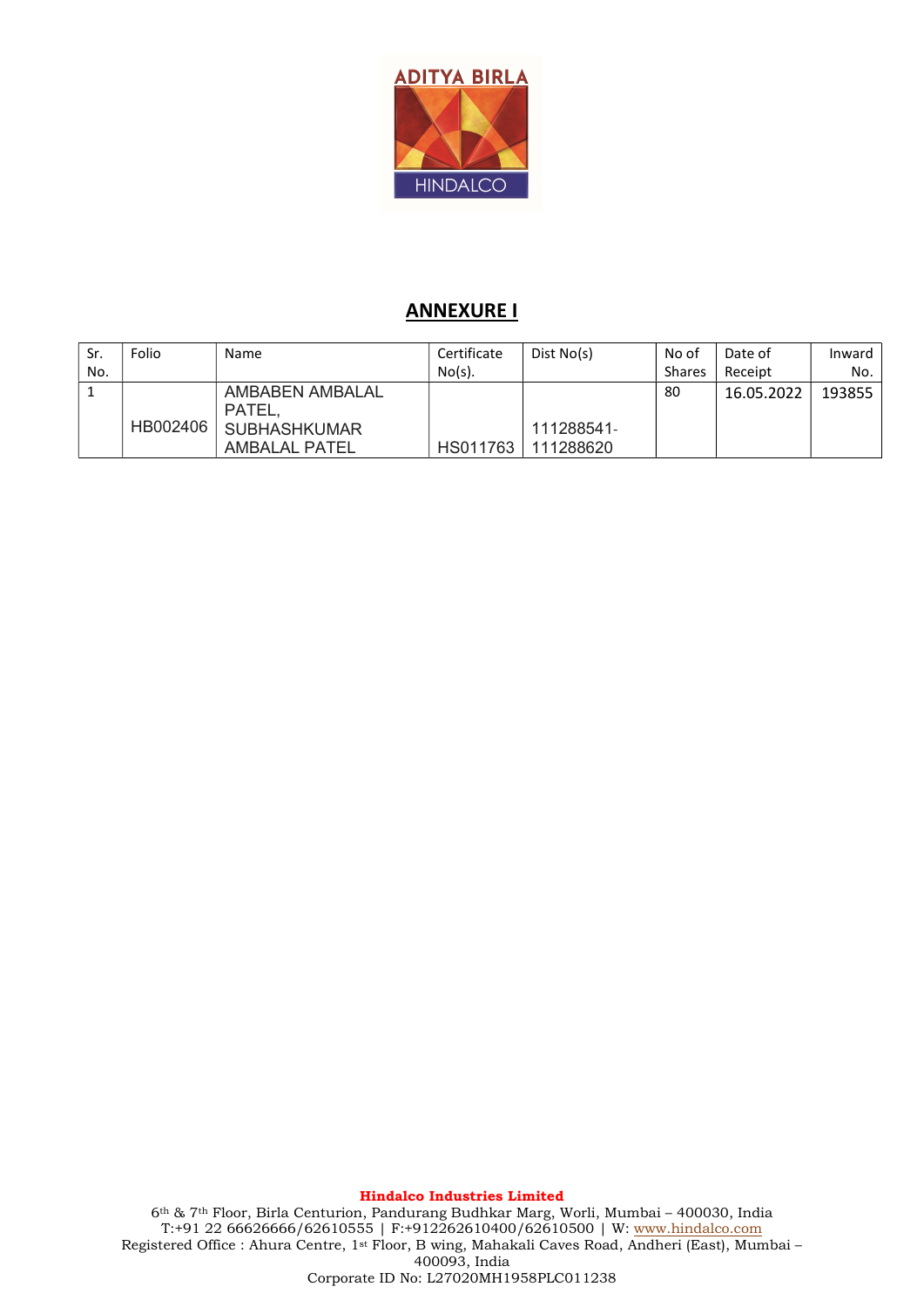## ANNEXURE I

| Sr. No. | Folio | Name | Certificate No(s). | Dist No(s) | No of Shares | Date of Receipt | Inward No. |
|---|---|---|---|---|---|---|---|
| 1 | HB002406 | AMBABEN AMBALAL PATEL, SUBHASHKUMAR AMBALAL PATEL | HS011763 | 111288541-111288620 | 80 | 16.05.2022 | 193855 |

**Hindalco Industries Limited**
6th & 7th Floor, Birla Centurion, Pandurang Budhkar Marg, Worli, Mumbai – 400030, India
T:+91 22 66626666/62610555 | F:+912262610400/62610500 | W: www.hindalco.com
Registered Office : Ahura Centre, 1st Floor, B wing, Mahakali Caves Road, Andheri (East), Mumbai – 400093, India
Corporate ID No: L27020MH1958PLC011238